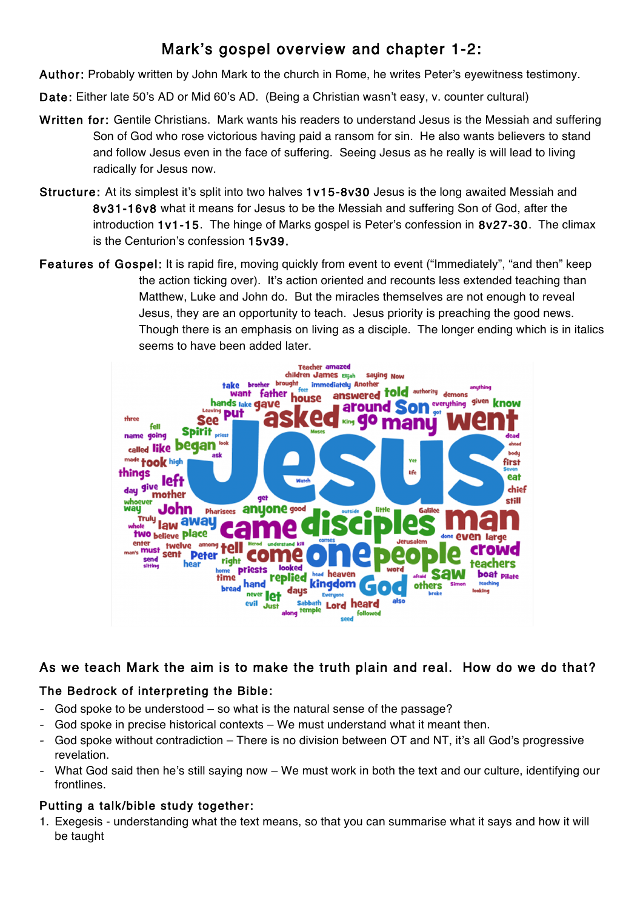# Mark's gospel overview and chapter 1-2:

**Author:** Probably written by John Mark to the church in Rome, he writes Peter's eyewitness testimony.

**Date:** Either late 50's AD or Mid 60's AD. (Being a Christian wasn't easy, v. counter cultural)

**Written for:** Gentile Christians. Mark wants his readers to understand Jesus is the Messiah and suffering Son of God who rose victorious having paid a ransom for sin. He also wants believers to stand and follow Jesus even in the face of suffering. Seeing Jesus as he really is will lead to living radically for Jesus now.

**Structure:** At its simplest it's split into two halves **1v15-8v30** Jesus is the long awaited Messiah and **8v31-16v8** what it means for Jesus to be the Messiah and suffering Son of God, after the introduction **1v1-15**. The hinge of Marks gospel is Peter's confession in **8v27-30**. The climax is the Centurion's confession **15v39.**

**Features of Gospel:** It is rapid fire, moving quickly from event to event ("Immediately", "and then" keep the action ticking over). It's action oriented and recounts less extended teaching than Matthew, Luke and John do. But the miracles themselves are not enough to reveal Jesus, they are an opportunity to teach. Jesus priority is preaching the good news. Though there is an emphasis on living as a disciple. The longer ending which is in italics seems to have been added later.

## As we teach Mark the aim is to make the truth plain and real. How do we do that?

### The Bedrock of interpreting the Bible:

- God spoke to be understood – so what is the natural sense of the passage?
- God spoke in precise historical contexts – We must understand what it meant then.
- God spoke without contradiction – There is no division between OT and NT, it's all God's progressive revelation.
- What God said then he's still saying now – We must work in both the text and our culture, identifying our frontlines.

### Putting a talk/bible study together:

1. Exegesis - understanding what the text means, so that you can summarise what it says and how it will be taught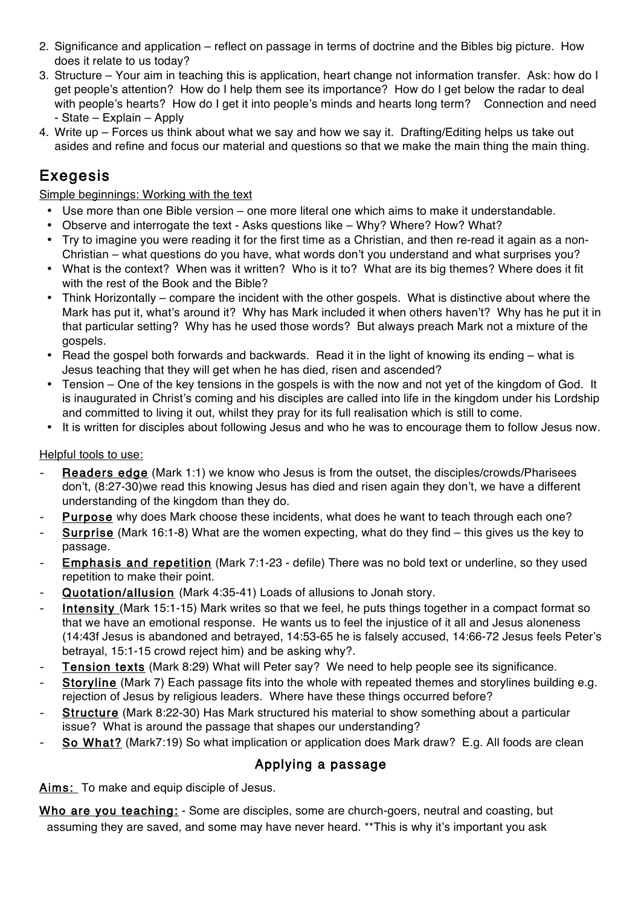2. Significance and application – reflect on passage in terms of doctrine and the Bibles big picture. How does it relate to us today?
3. Structure – Your aim in teaching this is application, heart change not information transfer. Ask: how do I get people's attention? How do I help them see its importance? How do I get below the radar to deal with people's hearts? How do I get it into people's minds and hearts long term? Connection and need - State – Explain – Apply
4. Write up – Forces us think about what we say and how we say it. Drafting/Editing helps us take out asides and refine and focus our material and questions so that we make the main thing the main thing.

## Exegesis

Simple beginnings: Working with the text

- Use more than one Bible version – one more literal one which aims to make it understandable.
- Observe and interrogate the text - Asks questions like – Why? Where? How? What?
- Try to imagine you were reading it for the first time as a Christian, and then re-read it again as a non-Christian – what questions do you have, what words don't you understand and what surprises you?
- What is the context? When was it written? Who is it to? What are its big themes? Where does it fit with the rest of the Book and the Bible?
- Think Horizontally – compare the incident with the other gospels. What is distinctive about where the Mark has put it, what's around it? Why has Mark included it when others haven't? Why has he put it in that particular setting? Why has he used those words? But always preach Mark not a mixture of the gospels.
- Read the gospel both forwards and backwards. Read it in the light of knowing its ending – what is Jesus teaching that they will get when he has died, risen and ascended?
- Tension – One of the key tensions in the gospels is with the now and not yet of the kingdom of God. It is inaugurated in Christ's coming and his disciples are called into life in the kingdom under his Lordship and committed to living it out, whilst they pray for its full realisation which is still to come.
- It is written for disciples about following Jesus and who he was to encourage them to follow Jesus now.

Helpful tools to use:

- **Readers edge** (Mark 1:1) we know who Jesus is from the outset, the disciples/crowds/Pharisees don't, (8:27-30)we read this knowing Jesus has died and risen again they don't, we have a different understanding of the kingdom than they do.
- **Purpose** why does Mark choose these incidents, what does he want to teach through each one?
- **Surprise** (Mark 16:1-8) What are the women expecting, what do they find – this gives us the key to passage.
- **Emphasis and repetition** (Mark 7:1-23 - defile) There was no bold text or underline, so they used repetition to make their point.
- **Quotation/allusion** (Mark 4:35-41) Loads of allusions to Jonah story.
- **Intensity** (Mark 15:1-15) Mark writes so that we feel, he puts things together in a compact format so that we have an emotional response. He wants us to feel the injustice of it all and Jesus aloneness (14:43f Jesus is abandoned and betrayed, 14:53-65 he is falsely accused, 14:66-72 Jesus feels Peter's betrayal, 15:1-15 crowd reject him) and be asking why?.
- **Tension texts** (Mark 8:29) What will Peter say? We need to help people see its significance.
- **Storyline** (Mark 7) Each passage fits into the whole with repeated themes and storylines building e.g. rejection of Jesus by religious leaders. Where have these things occurred before?
- **Structure** (Mark 8:22-30) Has Mark structured his material to show something about a particular issue? What is around the passage that shapes our understanding?
- **So What?** (Mark7:19) So what implication or application does Mark draw? E.g. All foods are clean

### Applying a passage

**Aims:** To make and equip disciple of Jesus.

**Who are you teaching:** - Some are disciples, some are church-goers, neutral and coasting, but assuming they are saved, and some may have never heard. **This is why it's important you ask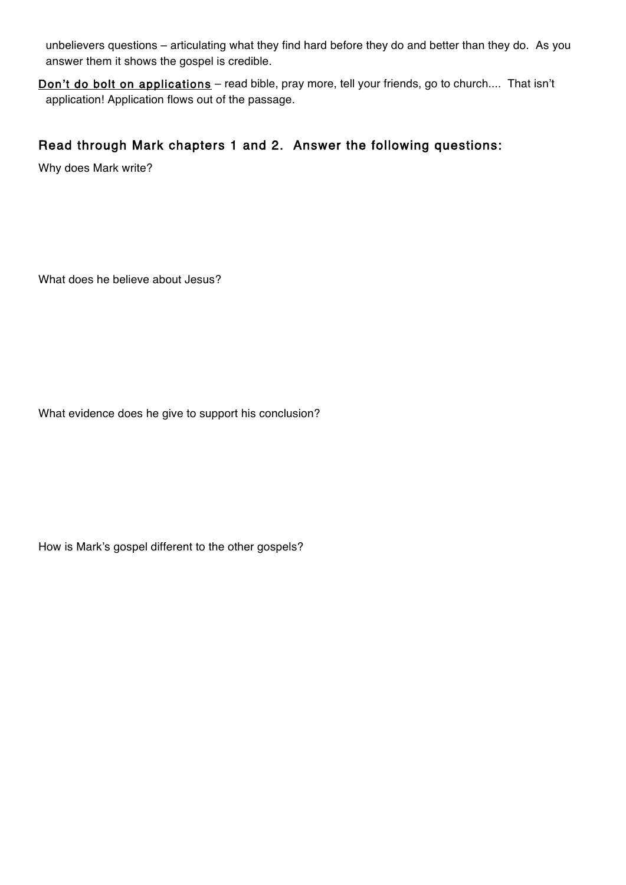unbelievers questions – articulating what they find hard before they do and better than they do. As you answer them it shows the gospel is credible.

<u>Don't do bolt on applications</u> – read bible, pray more, tell your friends, go to church.... That isn't application! Application flows out of the passage.

## Read through Mark chapters 1 and 2. Answer the following questions:

Why does Mark write?

What does he believe about Jesus?

What evidence does he give to support his conclusion?

How is Mark's gospel different to the other gospels?